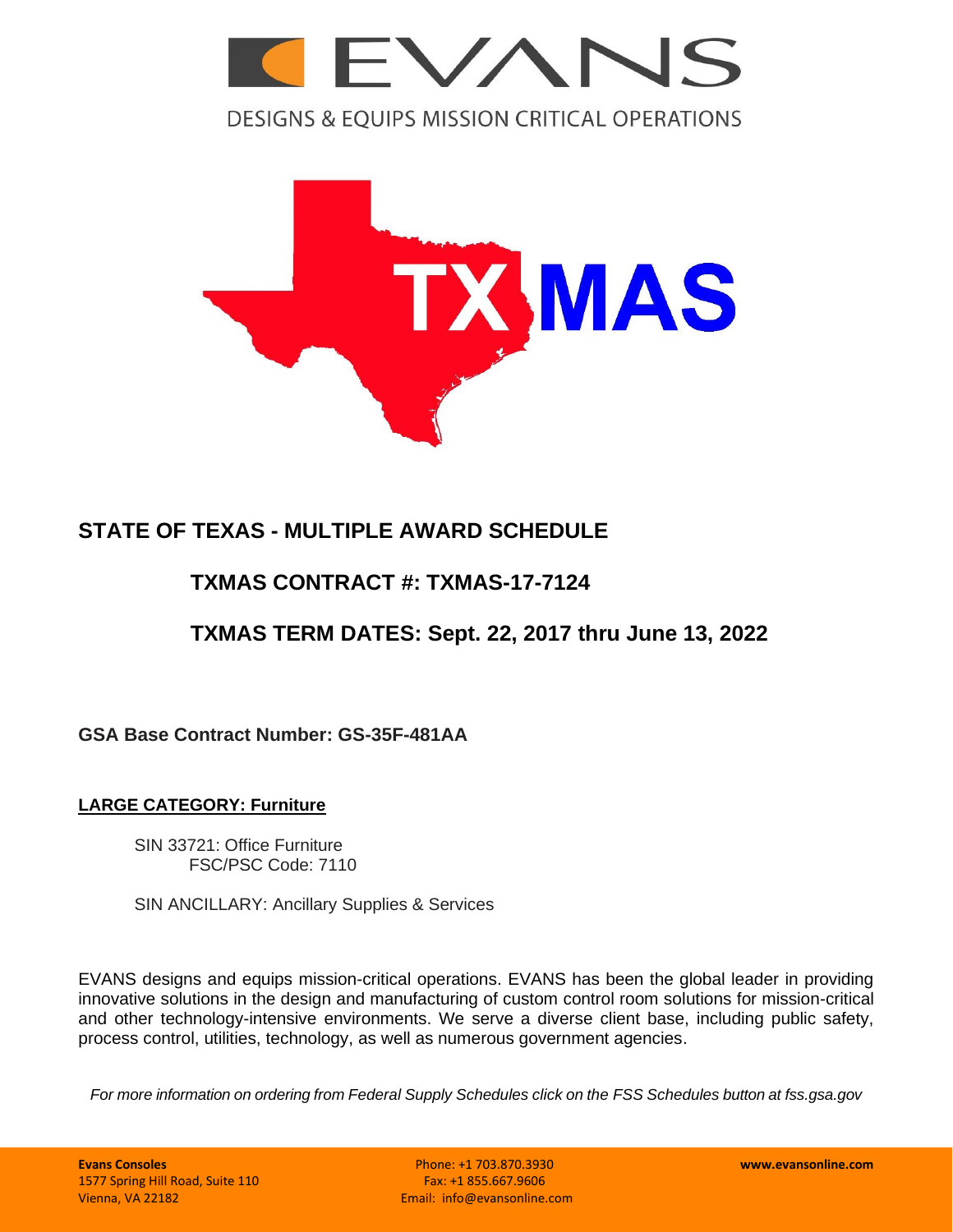# EVANS

DESIGNS & EQUIPS MISSION CRITICAL OPERATIONS

TXMAS

## STATE OF TEXAS - MULTIPLE AWARD SCHEDULE

### TXMAS CONTRACT #: TXMAS-17-7124

### TXMAS TERM DATES: Sept. 22, 2017 thru June 13, 2022

**GSA Base Contract Number: GS-35F-481AA**

**LARGE CATEGORY: Furniture**

SIN 33721: Office Furniture
FSC/PSC Code: 7110

SIN ANCILLARY: Ancillary Supplies & Services

EVANS designs and equips mission-critical operations. EVANS has been the global leader in providing innovative solutions in the design and manufacturing of custom control room solutions for mission-critical and other technology-intensive environments. We serve a diverse client base, including public safety, process control, utilities, technology, as well as numerous government agencies.

*For more information on ordering from Federal Supply Schedules click on the FSS Schedules button at fss.gsa.gov*

**Evans Consoles**
1577 Spring Hill Road, Suite 110
Vienna, VA 22182

Phone: +1 703.870.3930
Fax: +1 855.667.9606
Email: info@evansonline.com

**www.evansonline.com**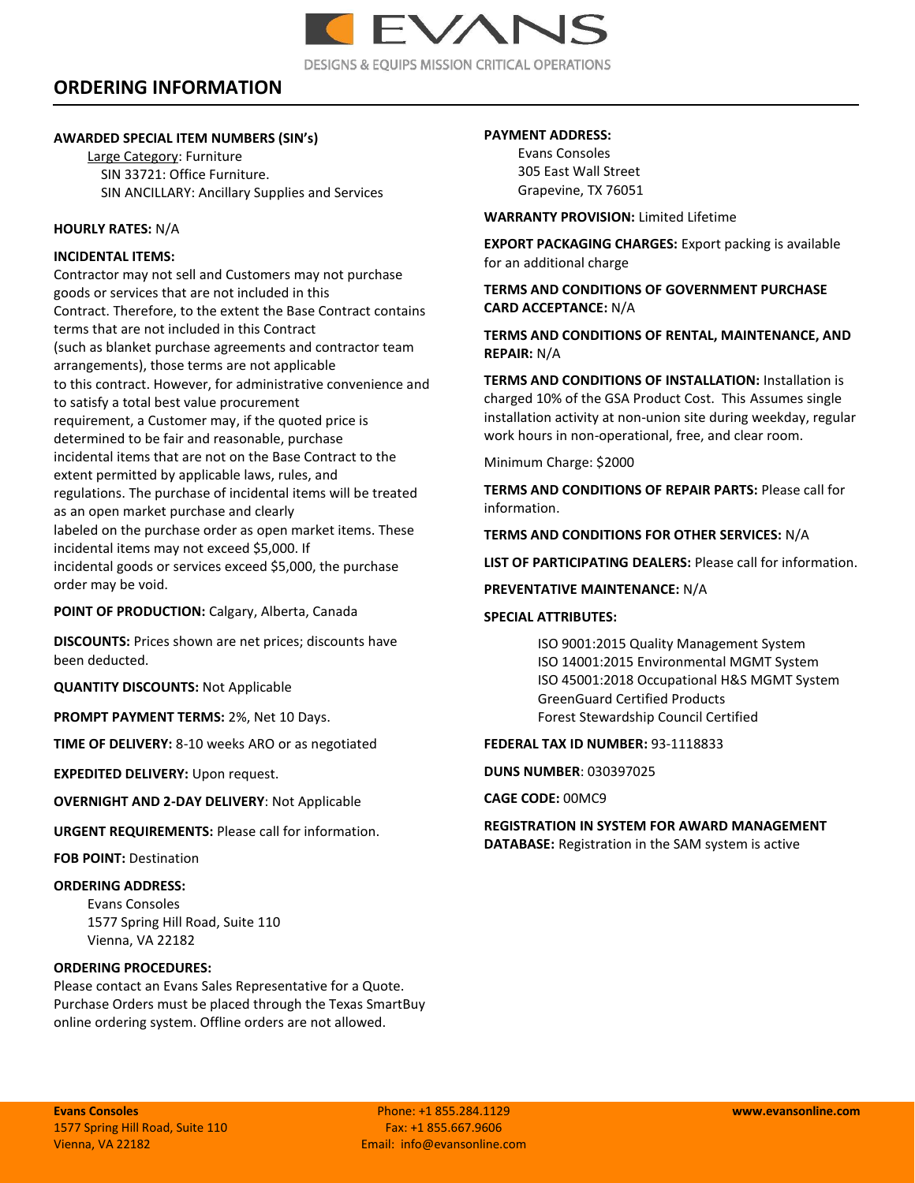EVANS

DESIGNS & EQUIPS MISSION CRITICAL OPERATIONS

# ORDERING INFORMATION

**AWARDED SPECIAL ITEM NUMBERS (SIN's)**

Large Category: Furniture
SIN 33721: Office Furniture.
SIN ANCILLARY: Ancillary Supplies and Services

**HOURLY RATES:** N/A

**INCIDENTAL ITEMS:**
Contractor may not sell and Customers may not purchase goods or services that are not included in this Contract. Therefore, to the extent the Base Contract contains terms that are not included in this Contract (such as blanket purchase agreements and contractor team arrangements), those terms are not applicable to this contract. However, for administrative convenience and to satisfy a total best value procurement requirement, a Customer may, if the quoted price is determined to be fair and reasonable, purchase incidental items that are not on the Base Contract to the extent permitted by applicable laws, rules, and regulations. The purchase of incidental items will be treated as an open market purchase and clearly labeled on the purchase order as open market items. These incidental items may not exceed $5,000. If incidental goods or services exceed $5,000, the purchase order may be void.

**POINT OF PRODUCTION:** Calgary, Alberta, Canada

**DISCOUNTS:** Prices shown are net prices; discounts have been deducted.

**QUANTITY DISCOUNTS:** Not Applicable

**PROMPT PAYMENT TERMS:** 2%, Net 10 Days.

**TIME OF DELIVERY:** 8-10 weeks ARO or as negotiated

**EXPEDITED DELIVERY:** Upon request.

**OVERNIGHT AND 2-DAY DELIVERY**: Not Applicable

**URGENT REQUIREMENTS:** Please call for information.

**FOB POINT:** Destination

**ORDERING ADDRESS:**

Evans Consoles
1577 Spring Hill Road, Suite 110
Vienna, VA 22182

**ORDERING PROCEDURES:**
Please contact an Evans Sales Representative for a Quote. Purchase Orders must be placed through the Texas SmartBuy online ordering system. Offline orders are not allowed.

**PAYMENT ADDRESS:**

Evans Consoles
305 East Wall Street
Grapevine, TX 76051

**WARRANTY PROVISION:** Limited Lifetime

**EXPORT PACKAGING CHARGES:** Export packing is available for an additional charge

**TERMS AND CONDITIONS OF GOVERNMENT PURCHASE CARD ACCEPTANCE:** N/A

**TERMS AND CONDITIONS OF RENTAL, MAINTENANCE, AND REPAIR:** N/A

**TERMS AND CONDITIONS OF INSTALLATION:** Installation is charged 10% of the GSA Product Cost. This Assumes single installation activity at non-union site during weekday, regular work hours in non-operational, free, and clear room.

Minimum Charge: $2000

**TERMS AND CONDITIONS OF REPAIR PARTS:** Please call for information.

**TERMS AND CONDITIONS FOR OTHER SERVICES:** N/A

**LIST OF PARTICIPATING DEALERS:** Please call for information.

**PREVENTATIVE MAINTENANCE:** N/A

**SPECIAL ATTRIBUTES:**

ISO 9001:2015 Quality Management System
ISO 14001:2015 Environmental MGMT System
ISO 45001:2018 Occupational H&S MGMT System
GreenGuard Certified Products
Forest Stewardship Council Certified

**FEDERAL TAX ID NUMBER:** 93-1118833

**DUNS NUMBER**: 030397025

**CAGE CODE:** 00MC9

**REGISTRATION IN SYSTEM FOR AWARD MANAGEMENT DATABASE:** Registration in the SAM system is active

**Evans Consoles**
1577 Spring Hill Road, Suite 110
Vienna, VA 22182

Phone: +1 855.284.1129
Fax: +1 855.667.9606
Email: info@evansonline.com

**www.evansonline.com**